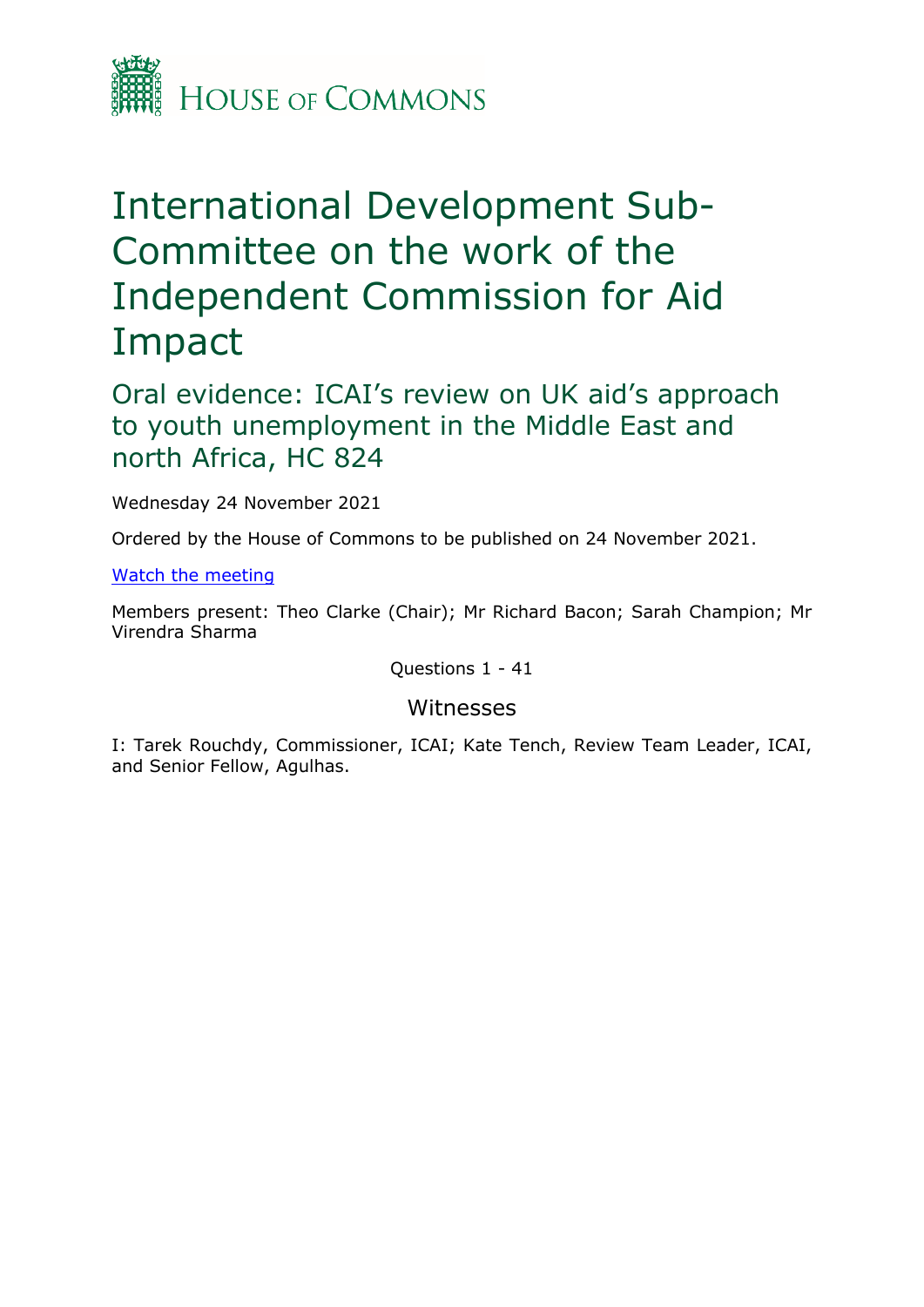HOUSE OF COMMONS

# International Development Sub-Committee on the work of the Independent Commission for Aid Impact

## Oral evidence: ICAI's review on UK aid's approach to youth unemployment in the Middle East and north Africa, HC 824

Wednesday 24 November 2021

Ordered by the House of Commons to be published on 24 November 2021.

Watch the meeting

Members present: Theo Clarke (Chair); Mr Richard Bacon; Sarah Champion; Mr Virendra Sharma

Questions 1 - 41

### Witnesses

I: Tarek Rouchdy, Commissioner, ICAI; Kate Tench, Review Team Leader, ICAI, and Senior Fellow, Agulhas.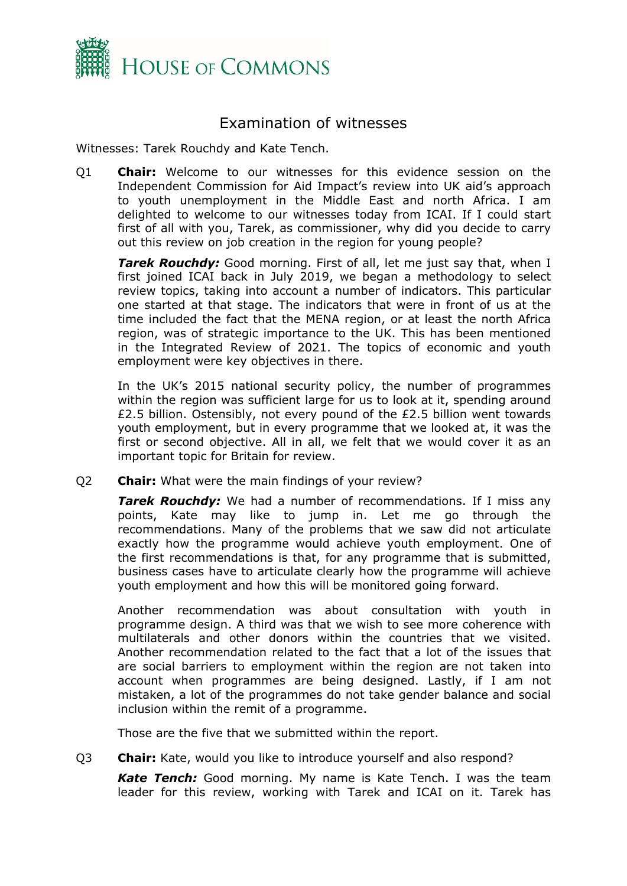# Examination of witnesses

Witnesses: Tarek Rouchdy and Kate Tench.

Q1 **Chair:** Welcome to our witnesses for this evidence session on the Independent Commission for Aid Impact's review into UK aid's approach to youth unemployment in the Middle East and north Africa. I am delighted to welcome to our witnesses today from ICAI. If I could start first of all with you, Tarek, as commissioner, why did you decide to carry out this review on job creation in the region for young people?

***Tarek Rouchdy:*** Good morning. First of all, let me just say that, when I first joined ICAI back in July 2019, we began a methodology to select review topics, taking into account a number of indicators. This particular one started at that stage. The indicators that were in front of us at the time included the fact that the MENA region, or at least the north Africa region, was of strategic importance to the UK. This has been mentioned in the Integrated Review of 2021. The topics of economic and youth employment were key objectives in there.

In the UK's 2015 national security policy, the number of programmes within the region was sufficient large for us to look at it, spending around £2.5 billion. Ostensibly, not every pound of the £2.5 billion went towards youth employment, but in every programme that we looked at, it was the first or second objective. All in all, we felt that we would cover it as an important topic for Britain for review.

Q2 **Chair:** What were the main findings of your review?

***Tarek Rouchdy:*** We had a number of recommendations. If I miss any points, Kate may like to jump in. Let me go through the recommendations. Many of the problems that we saw did not articulate exactly how the programme would achieve youth employment. One of the first recommendations is that, for any programme that is submitted, business cases have to articulate clearly how the programme will achieve youth employment and how this will be monitored going forward.

Another recommendation was about consultation with youth in programme design. A third was that we wish to see more coherence with multilaterals and other donors within the countries that we visited. Another recommendation related to the fact that a lot of the issues that are social barriers to employment within the region are not taken into account when programmes are being designed. Lastly, if I am not mistaken, a lot of the programmes do not take gender balance and social inclusion within the remit of a programme.

Those are the five that we submitted within the report.

Q3 **Chair:** Kate, would you like to introduce yourself and also respond?

***Kate Tench:*** Good morning. My name is Kate Tench. I was the team leader for this review, working with Tarek and ICAI on it. Tarek has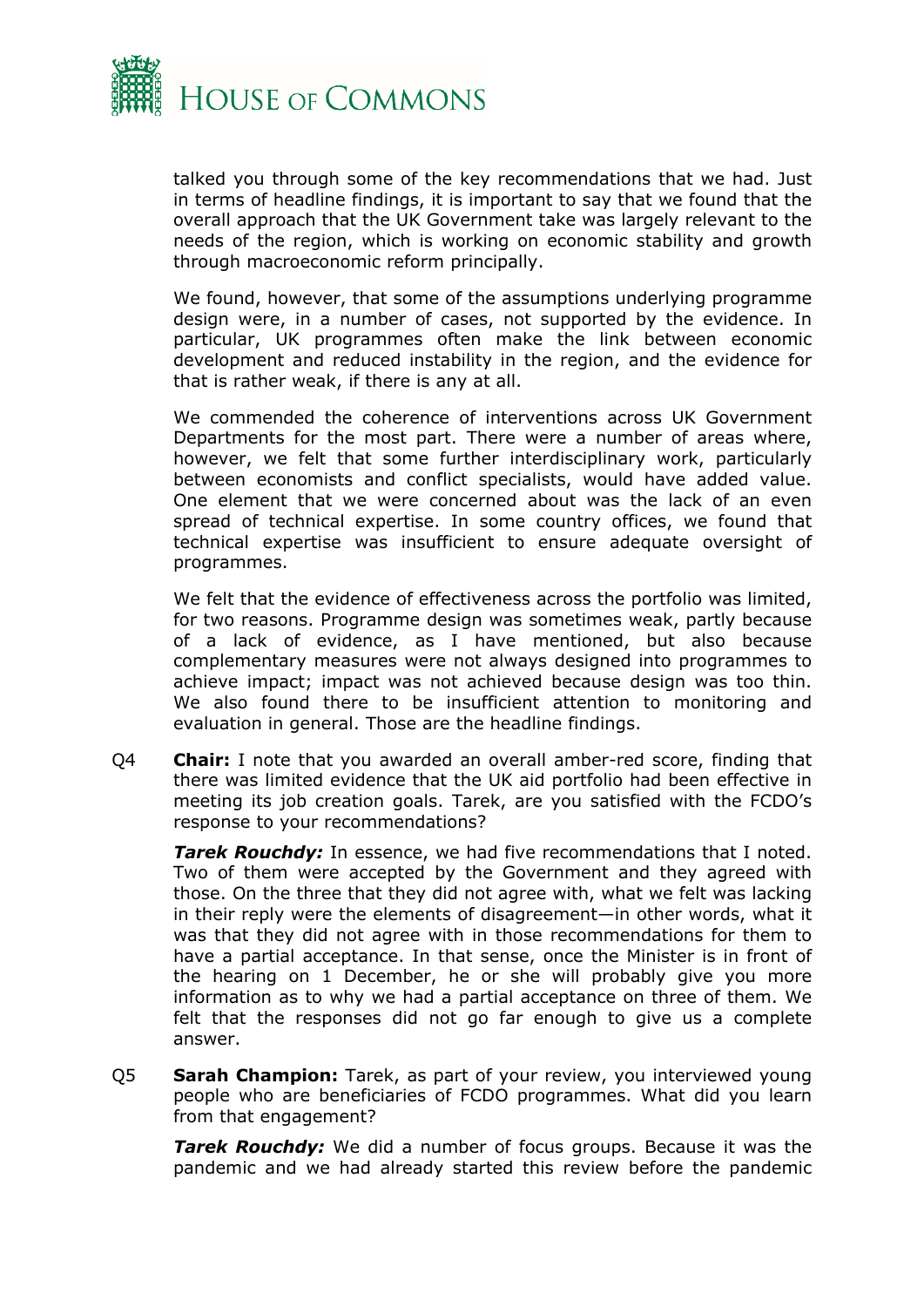talked you through some of the key recommendations that we had. Just in terms of headline findings, it is important to say that we found that the overall approach that the UK Government take was largely relevant to the needs of the region, which is working on economic stability and growth through macroeconomic reform principally.

We found, however, that some of the assumptions underlying programme design were, in a number of cases, not supported by the evidence. In particular, UK programmes often make the link between economic development and reduced instability in the region, and the evidence for that is rather weak, if there is any at all.

We commended the coherence of interventions across UK Government Departments for the most part. There were a number of areas where, however, we felt that some further interdisciplinary work, particularly between economists and conflict specialists, would have added value. One element that we were concerned about was the lack of an even spread of technical expertise. In some country offices, we found that technical expertise was insufficient to ensure adequate oversight of programmes.

We felt that the evidence of effectiveness across the portfolio was limited, for two reasons. Programme design was sometimes weak, partly because of a lack of evidence, as I have mentioned, but also because complementary measures were not always designed into programmes to achieve impact; impact was not achieved because design was too thin. We also found there to be insufficient attention to monitoring and evaluation in general. Those are the headline findings.

Q4 **Chair:** I note that you awarded an overall amber-red score, finding that there was limited evidence that the UK aid portfolio had been effective in meeting its job creation goals. Tarek, are you satisfied with the FCDO's response to your recommendations?

***Tarek Rouchdy:*** In essence, we had five recommendations that I noted. Two of them were accepted by the Government and they agreed with those. On the three that they did not agree with, what we felt was lacking in their reply were the elements of disagreement—in other words, what it was that they did not agree with in those recommendations for them to have a partial acceptance. In that sense, once the Minister is in front of the hearing on 1 December, he or she will probably give you more information as to why we had a partial acceptance on three of them. We felt that the responses did not go far enough to give us a complete answer.

Q5 **Sarah Champion:** Tarek, as part of your review, you interviewed young people who are beneficiaries of FCDO programmes. What did you learn from that engagement?

***Tarek Rouchdy:*** We did a number of focus groups. Because it was the pandemic and we had already started this review before the pandemic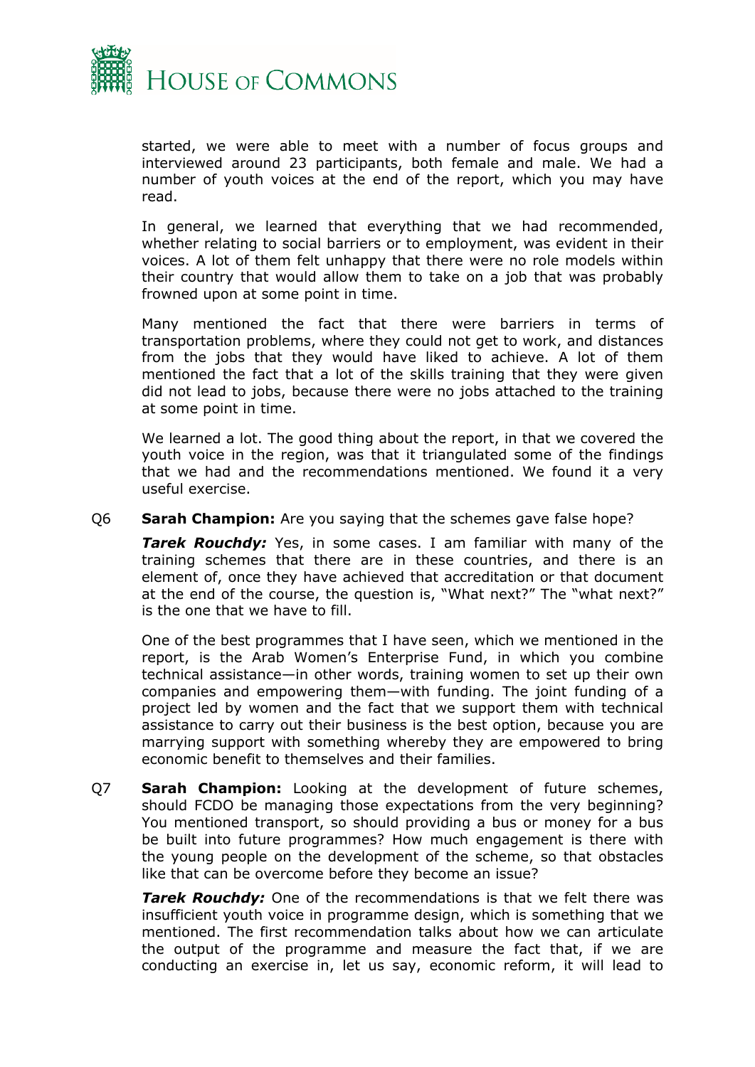started, we were able to meet with a number of focus groups and interviewed around 23 participants, both female and male. We had a number of youth voices at the end of the report, which you may have read.

In general, we learned that everything that we had recommended, whether relating to social barriers or to employment, was evident in their voices. A lot of them felt unhappy that there were no role models within their country that would allow them to take on a job that was probably frowned upon at some point in time.

Many mentioned the fact that there were barriers in terms of transportation problems, where they could not get to work, and distances from the jobs that they would have liked to achieve. A lot of them mentioned the fact that a lot of the skills training that they were given did not lead to jobs, because there were no jobs attached to the training at some point in time.

We learned a lot. The good thing about the report, in that we covered the youth voice in the region, was that it triangulated some of the findings that we had and the recommendations mentioned. We found it a very useful exercise.

Q6 **Sarah Champion:** Are you saying that the schemes gave false hope?

***Tarek Rouchdy:*** Yes, in some cases. I am familiar with many of the training schemes that there are in these countries, and there is an element of, once they have achieved that accreditation or that document at the end of the course, the question is, "What next?" The "what next?" is the one that we have to fill.

One of the best programmes that I have seen, which we mentioned in the report, is the Arab Women's Enterprise Fund, in which you combine technical assistance—in other words, training women to set up their own companies and empowering them—with funding. The joint funding of a project led by women and the fact that we support them with technical assistance to carry out their business is the best option, because you are marrying support with something whereby they are empowered to bring economic benefit to themselves and their families.

Q7 **Sarah Champion:** Looking at the development of future schemes, should FCDO be managing those expectations from the very beginning? You mentioned transport, so should providing a bus or money for a bus be built into future programmes? How much engagement is there with the young people on the development of the scheme, so that obstacles like that can be overcome before they become an issue?

***Tarek Rouchdy:*** One of the recommendations is that we felt there was insufficient youth voice in programme design, which is something that we mentioned. The first recommendation talks about how we can articulate the output of the programme and measure the fact that, if we are conducting an exercise in, let us say, economic reform, it will lead to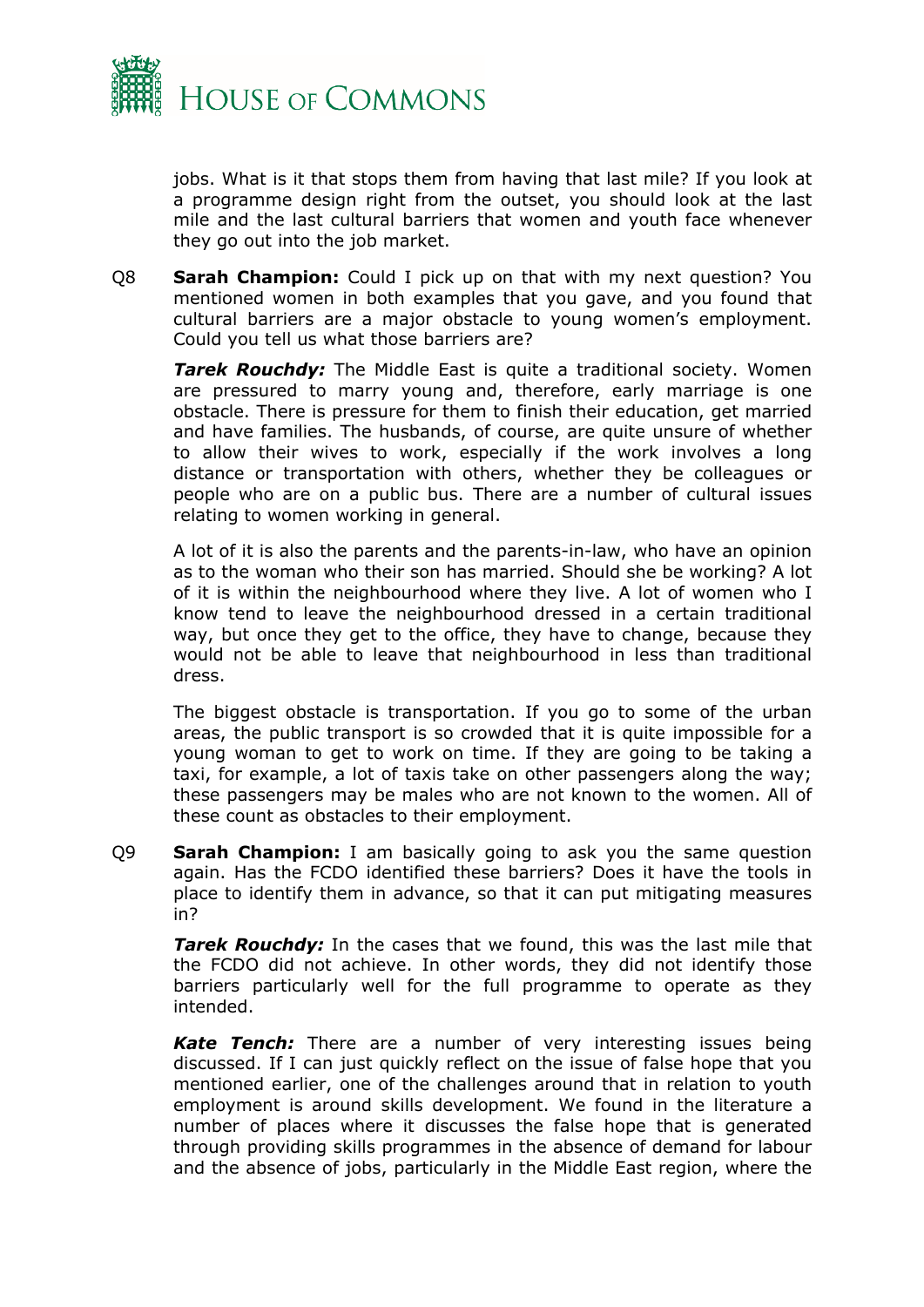jobs. What is it that stops them from having that last mile? If you look at a programme design right from the outset, you should look at the last mile and the last cultural barriers that women and youth face whenever they go out into the job market.

Q8 **Sarah Champion:** Could I pick up on that with my next question? You mentioned women in both examples that you gave, and you found that cultural barriers are a major obstacle to young women's employment. Could you tell us what those barriers are?

***Tarek Rouchdy:*** The Middle East is quite a traditional society. Women are pressured to marry young and, therefore, early marriage is one obstacle. There is pressure for them to finish their education, get married and have families. The husbands, of course, are quite unsure of whether to allow their wives to work, especially if the work involves a long distance or transportation with others, whether they be colleagues or people who are on a public bus. There are a number of cultural issues relating to women working in general.

A lot of it is also the parents and the parents-in-law, who have an opinion as to the woman who their son has married. Should she be working? A lot of it is within the neighbourhood where they live. A lot of women who I know tend to leave the neighbourhood dressed in a certain traditional way, but once they get to the office, they have to change, because they would not be able to leave that neighbourhood in less than traditional dress.

The biggest obstacle is transportation. If you go to some of the urban areas, the public transport is so crowded that it is quite impossible for a young woman to get to work on time. If they are going to be taking a taxi, for example, a lot of taxis take on other passengers along the way; these passengers may be males who are not known to the women. All of these count as obstacles to their employment.

Q9 **Sarah Champion:** I am basically going to ask you the same question again. Has the FCDO identified these barriers? Does it have the tools in place to identify them in advance, so that it can put mitigating measures in?

***Tarek Rouchdy:*** In the cases that we found, this was the last mile that the FCDO did not achieve. In other words, they did not identify those barriers particularly well for the full programme to operate as they intended.

***Kate Tench:*** There are a number of very interesting issues being discussed. If I can just quickly reflect on the issue of false hope that you mentioned earlier, one of the challenges around that in relation to youth employment is around skills development. We found in the literature a number of places where it discusses the false hope that is generated through providing skills programmes in the absence of demand for labour and the absence of jobs, particularly in the Middle East region, where the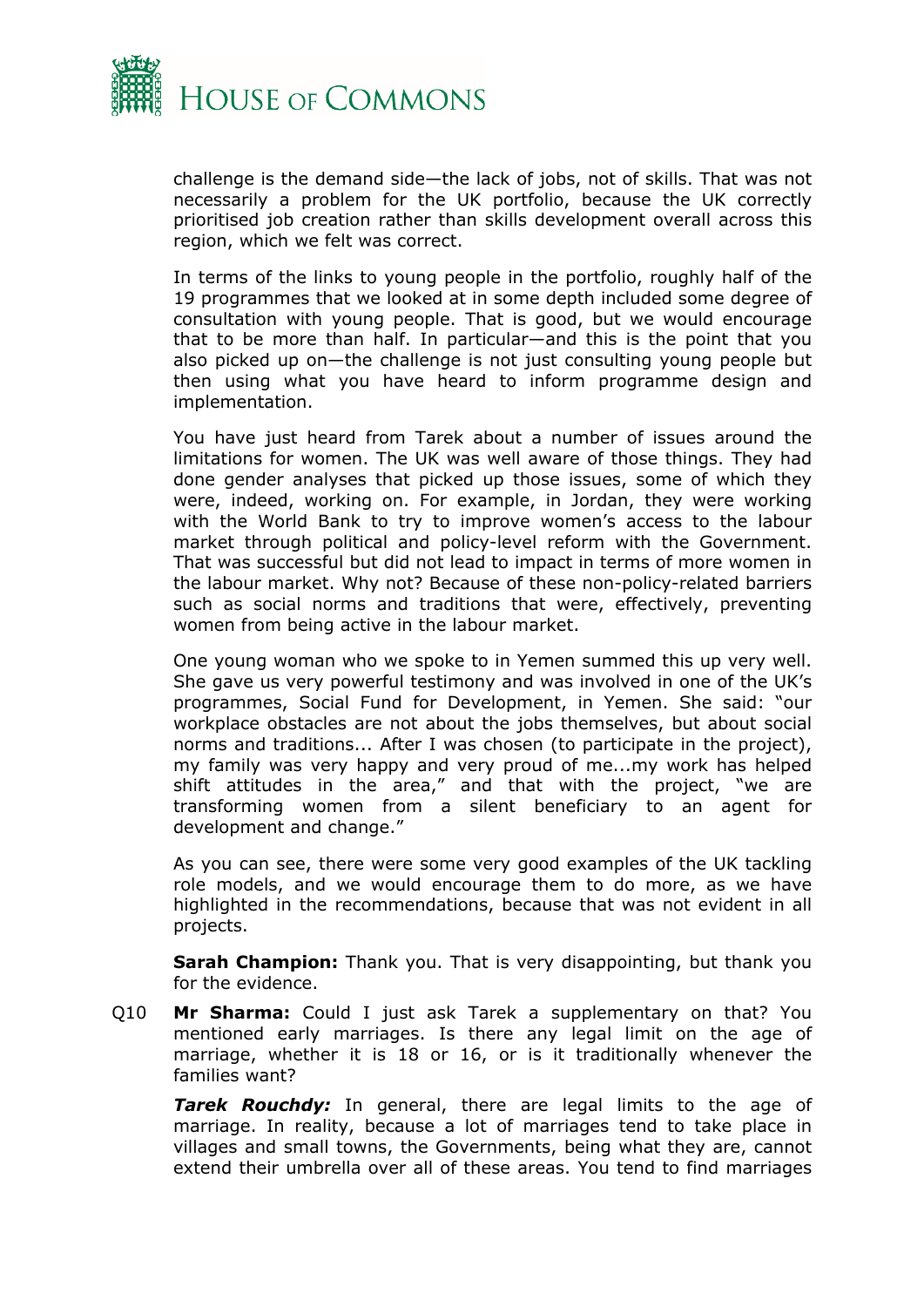challenge is the demand side—the lack of jobs, not of skills. That was not necessarily a problem for the UK portfolio, because the UK correctly prioritised job creation rather than skills development overall across this region, which we felt was correct.

In terms of the links to young people in the portfolio, roughly half of the 19 programmes that we looked at in some depth included some degree of consultation with young people. That is good, but we would encourage that to be more than half. In particular—and this is the point that you also picked up on—the challenge is not just consulting young people but then using what you have heard to inform programme design and implementation.

You have just heard from Tarek about a number of issues around the limitations for women. The UK was well aware of those things. They had done gender analyses that picked up those issues, some of which they were, indeed, working on. For example, in Jordan, they were working with the World Bank to try to improve women's access to the labour market through political and policy-level reform with the Government. That was successful but did not lead to impact in terms of more women in the labour market. Why not? Because of these non-policy-related barriers such as social norms and traditions that were, effectively, preventing women from being active in the labour market.

One young woman who we spoke to in Yemen summed this up very well. She gave us very powerful testimony and was involved in one of the UK's programmes, Social Fund for Development, in Yemen. She said: "our workplace obstacles are not about the jobs themselves, but about social norms and traditions... After I was chosen (to participate in the project), my family was very happy and very proud of me...my work has helped shift attitudes in the area," and that with the project, "we are transforming women from a silent beneficiary to an agent for development and change."

As you can see, there were some very good examples of the UK tackling role models, and we would encourage them to do more, as we have highlighted in the recommendations, because that was not evident in all projects.

**Sarah Champion:** Thank you. That is very disappointing, but thank you for the evidence.

Q10 **Mr Sharma:** Could I just ask Tarek a supplementary on that? You mentioned early marriages. Is there any legal limit on the age of marriage, whether it is 18 or 16, or is it traditionally whenever the families want?

***Tarek Rouchdy:*** In general, there are legal limits to the age of marriage. In reality, because a lot of marriages tend to take place in villages and small towns, the Governments, being what they are, cannot extend their umbrella over all of these areas. You tend to find marriages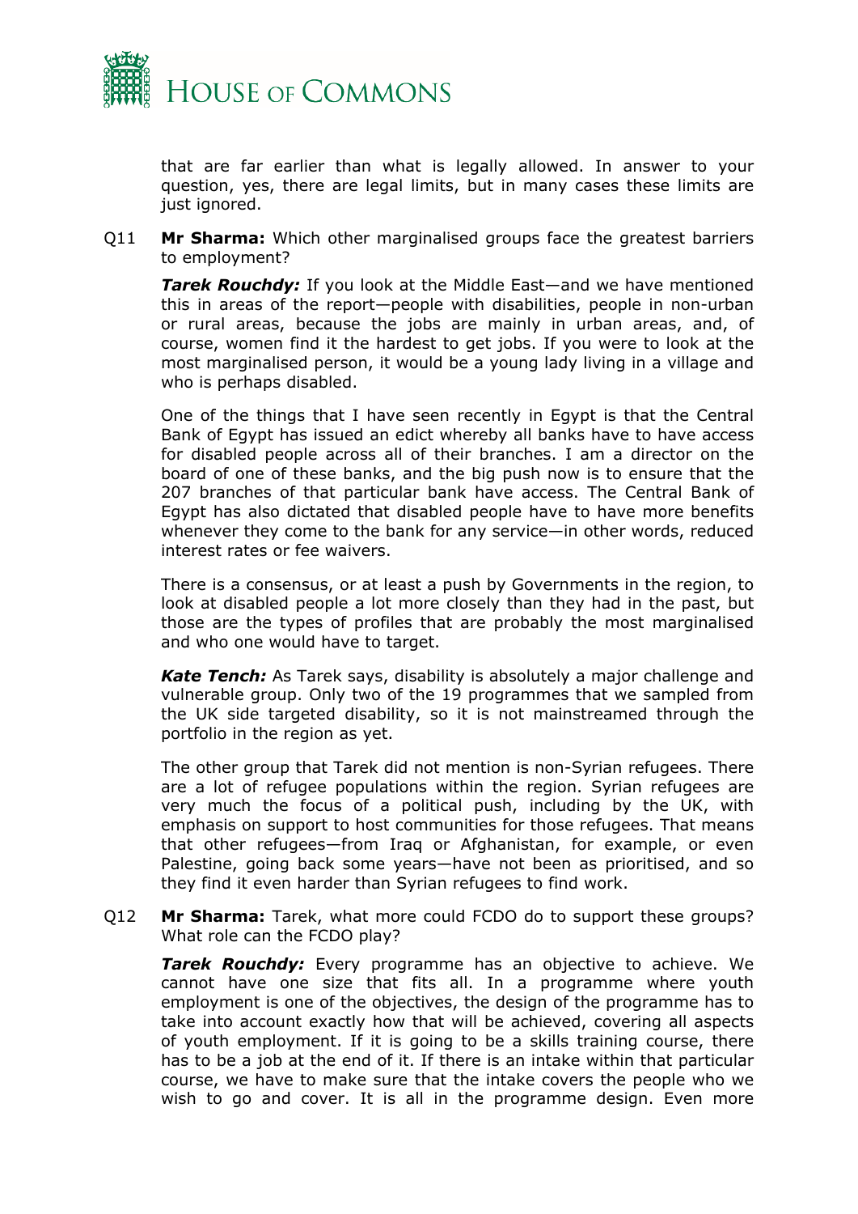that are far earlier than what is legally allowed. In answer to your question, yes, there are legal limits, but in many cases these limits are just ignored.

Q11 **Mr Sharma:** Which other marginalised groups face the greatest barriers to employment?

***Tarek Rouchdy:*** If you look at the Middle East—and we have mentioned this in areas of the report—people with disabilities, people in non-urban or rural areas, because the jobs are mainly in urban areas, and, of course, women find it the hardest to get jobs. If you were to look at the most marginalised person, it would be a young lady living in a village and who is perhaps disabled.

One of the things that I have seen recently in Egypt is that the Central Bank of Egypt has issued an edict whereby all banks have to have access for disabled people across all of their branches. I am a director on the board of one of these banks, and the big push now is to ensure that the 207 branches of that particular bank have access. The Central Bank of Egypt has also dictated that disabled people have to have more benefits whenever they come to the bank for any service—in other words, reduced interest rates or fee waivers.

There is a consensus, or at least a push by Governments in the region, to look at disabled people a lot more closely than they had in the past, but those are the types of profiles that are probably the most marginalised and who one would have to target.

***Kate Tench:*** As Tarek says, disability is absolutely a major challenge and vulnerable group. Only two of the 19 programmes that we sampled from the UK side targeted disability, so it is not mainstreamed through the portfolio in the region as yet.

The other group that Tarek did not mention is non-Syrian refugees. There are a lot of refugee populations within the region. Syrian refugees are very much the focus of a political push, including by the UK, with emphasis on support to host communities for those refugees. That means that other refugees—from Iraq or Afghanistan, for example, or even Palestine, going back some years—have not been as prioritised, and so they find it even harder than Syrian refugees to find work.

Q12 **Mr Sharma:** Tarek, what more could FCDO do to support these groups? What role can the FCDO play?

***Tarek Rouchdy:*** Every programme has an objective to achieve. We cannot have one size that fits all. In a programme where youth employment is one of the objectives, the design of the programme has to take into account exactly how that will be achieved, covering all aspects of youth employment. If it is going to be a skills training course, there has to be a job at the end of it. If there is an intake within that particular course, we have to make sure that the intake covers the people who we wish to go and cover. It is all in the programme design. Even more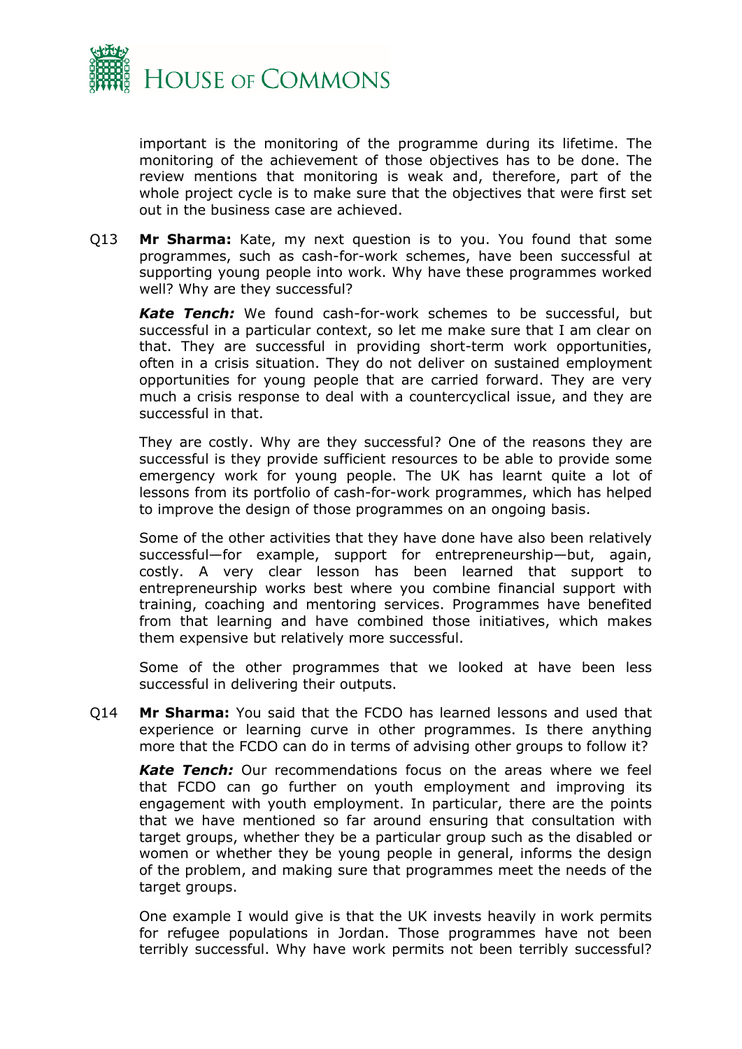important is the monitoring of the programme during its lifetime. The monitoring of the achievement of those objectives has to be done. The review mentions that monitoring is weak and, therefore, part of the whole project cycle is to make sure that the objectives that were first set out in the business case are achieved.

Q13 **Mr Sharma:** Kate, my next question is to you. You found that some programmes, such as cash-for-work schemes, have been successful at supporting young people into work. Why have these programmes worked well? Why are they successful?

***Kate Tench:*** We found cash-for-work schemes to be successful, but successful in a particular context, so let me make sure that I am clear on that. They are successful in providing short-term work opportunities, often in a crisis situation. They do not deliver on sustained employment opportunities for young people that are carried forward. They are very much a crisis response to deal with a countercyclical issue, and they are successful in that.

They are costly. Why are they successful? One of the reasons they are successful is they provide sufficient resources to be able to provide some emergency work for young people. The UK has learnt quite a lot of lessons from its portfolio of cash-for-work programmes, which has helped to improve the design of those programmes on an ongoing basis.

Some of the other activities that they have done have also been relatively successful—for example, support for entrepreneurship—but, again, costly. A very clear lesson has been learned that support to entrepreneurship works best where you combine financial support with training, coaching and mentoring services. Programmes have benefited from that learning and have combined those initiatives, which makes them expensive but relatively more successful.

Some of the other programmes that we looked at have been less successful in delivering their outputs.

Q14 **Mr Sharma:** You said that the FCDO has learned lessons and used that experience or learning curve in other programmes. Is there anything more that the FCDO can do in terms of advising other groups to follow it?

***Kate Tench:*** Our recommendations focus on the areas where we feel that FCDO can go further on youth employment and improving its engagement with youth employment. In particular, there are the points that we have mentioned so far around ensuring that consultation with target groups, whether they be a particular group such as the disabled or women or whether they be young people in general, informs the design of the problem, and making sure that programmes meet the needs of the target groups.

One example I would give is that the UK invests heavily in work permits for refugee populations in Jordan. Those programmes have not been terribly successful. Why have work permits not been terribly successful?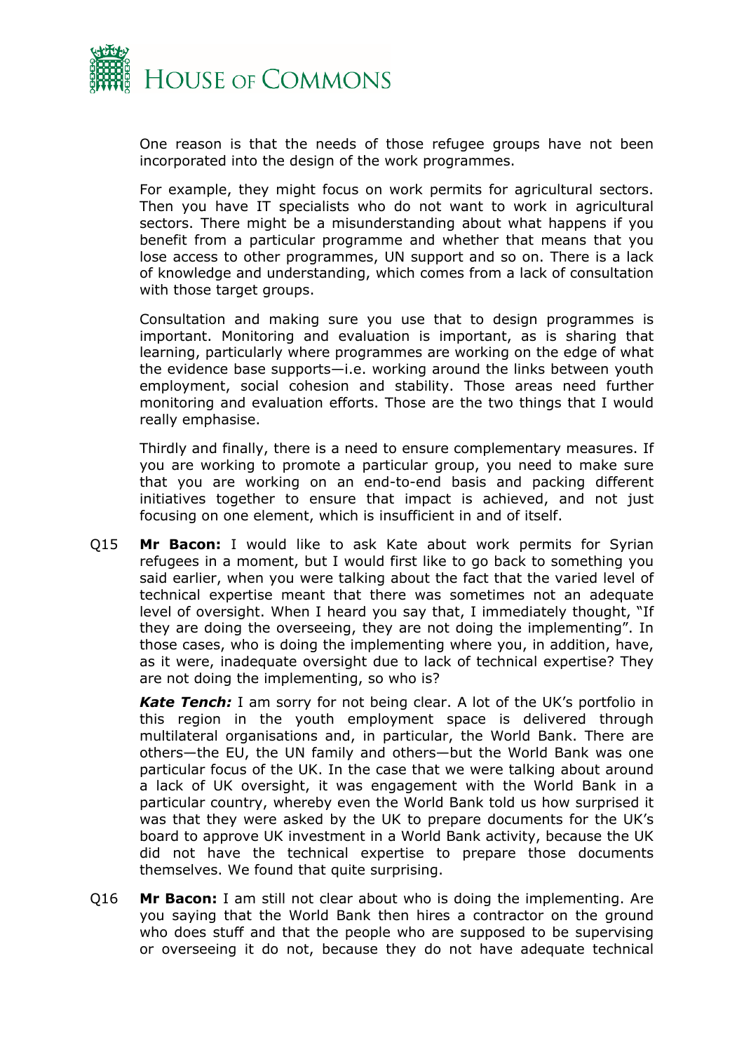One reason is that the needs of those refugee groups have not been incorporated into the design of the work programmes.

For example, they might focus on work permits for agricultural sectors. Then you have IT specialists who do not want to work in agricultural sectors. There might be a misunderstanding about what happens if you benefit from a particular programme and whether that means that you lose access to other programmes, UN support and so on. There is a lack of knowledge and understanding, which comes from a lack of consultation with those target groups.

Consultation and making sure you use that to design programmes is important. Monitoring and evaluation is important, as is sharing that learning, particularly where programmes are working on the edge of what the evidence base supports—i.e. working around the links between youth employment, social cohesion and stability. Those areas need further monitoring and evaluation efforts. Those are the two things that I would really emphasise.

Thirdly and finally, there is a need to ensure complementary measures. If you are working to promote a particular group, you need to make sure that you are working on an end-to-end basis and packing different initiatives together to ensure that impact is achieved, and not just focusing on one element, which is insufficient in and of itself.

Q15 **Mr Bacon:** I would like to ask Kate about work permits for Syrian refugees in a moment, but I would first like to go back to something you said earlier, when you were talking about the fact that the varied level of technical expertise meant that there was sometimes not an adequate level of oversight. When I heard you say that, I immediately thought, "If they are doing the overseeing, they are not doing the implementing". In those cases, who is doing the implementing where you, in addition, have, as it were, inadequate oversight due to lack of technical expertise? They are not doing the implementing, so who is?

***Kate Tench:*** I am sorry for not being clear. A lot of the UK's portfolio in this region in the youth employment space is delivered through multilateral organisations and, in particular, the World Bank. There are others—the EU, the UN family and others—but the World Bank was one particular focus of the UK. In the case that we were talking about around a lack of UK oversight, it was engagement with the World Bank in a particular country, whereby even the World Bank told us how surprised it was that they were asked by the UK to prepare documents for the UK's board to approve UK investment in a World Bank activity, because the UK did not have the technical expertise to prepare those documents themselves. We found that quite surprising.

Q16 **Mr Bacon:** I am still not clear about who is doing the implementing. Are you saying that the World Bank then hires a contractor on the ground who does stuff and that the people who are supposed to be supervising or overseeing it do not, because they do not have adequate technical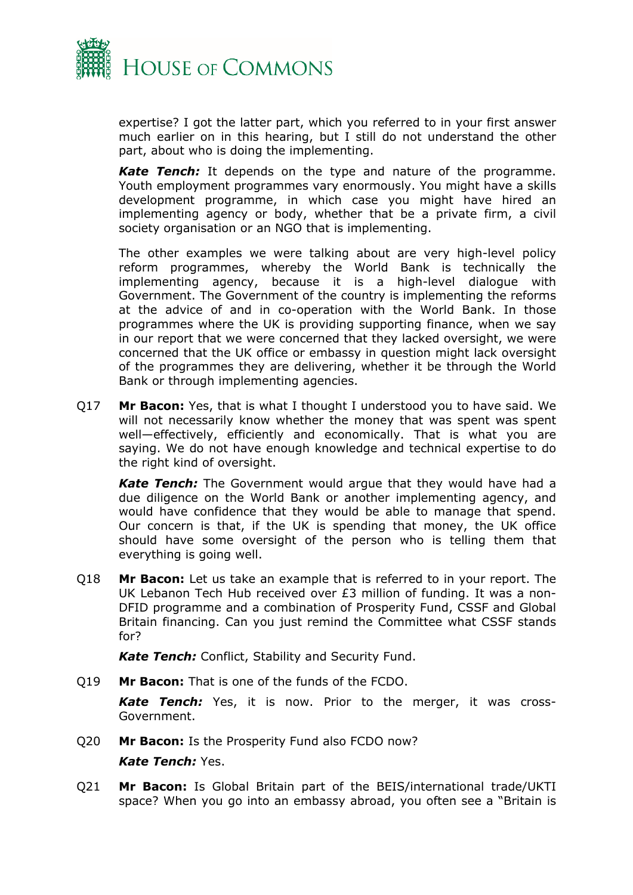expertise? I got the latter part, which you referred to in your first answer much earlier on in this hearing, but I still do not understand the other part, about who is doing the implementing.

***Kate Tench:*** It depends on the type and nature of the programme. Youth employment programmes vary enormously. You might have a skills development programme, in which case you might have hired an implementing agency or body, whether that be a private firm, a civil society organisation or an NGO that is implementing.

The other examples we were talking about are very high-level policy reform programmes, whereby the World Bank is technically the implementing agency, because it is a high-level dialogue with Government. The Government of the country is implementing the reforms at the advice of and in co-operation with the World Bank. In those programmes where the UK is providing supporting finance, when we say in our report that we were concerned that they lacked oversight, we were concerned that the UK office or embassy in question might lack oversight of the programmes they are delivering, whether it be through the World Bank or through implementing agencies.

Q17 **Mr Bacon:** Yes, that is what I thought I understood you to have said. We will not necessarily know whether the money that was spent was spent well—effectively, efficiently and economically. That is what you are saying. We do not have enough knowledge and technical expertise to do the right kind of oversight.

***Kate Tench:*** The Government would argue that they would have had a due diligence on the World Bank or another implementing agency, and would have confidence that they would be able to manage that spend. Our concern is that, if the UK is spending that money, the UK office should have some oversight of the person who is telling them that everything is going well.

Q18 **Mr Bacon:** Let us take an example that is referred to in your report. The UK Lebanon Tech Hub received over £3 million of funding. It was a non-DFID programme and a combination of Prosperity Fund, CSSF and Global Britain financing. Can you just remind the Committee what CSSF stands for?

***Kate Tench:*** Conflict, Stability and Security Fund.

Q19 **Mr Bacon:** That is one of the funds of the FCDO.

***Kate Tench:*** Yes, it is now. Prior to the merger, it was cross-Government.

Q20 **Mr Bacon:** Is the Prosperity Fund also FCDO now?

***Kate Tench:*** Yes.

Q21 **Mr Bacon:** Is Global Britain part of the BEIS/international trade/UKTI space? When you go into an embassy abroad, you often see a "Britain is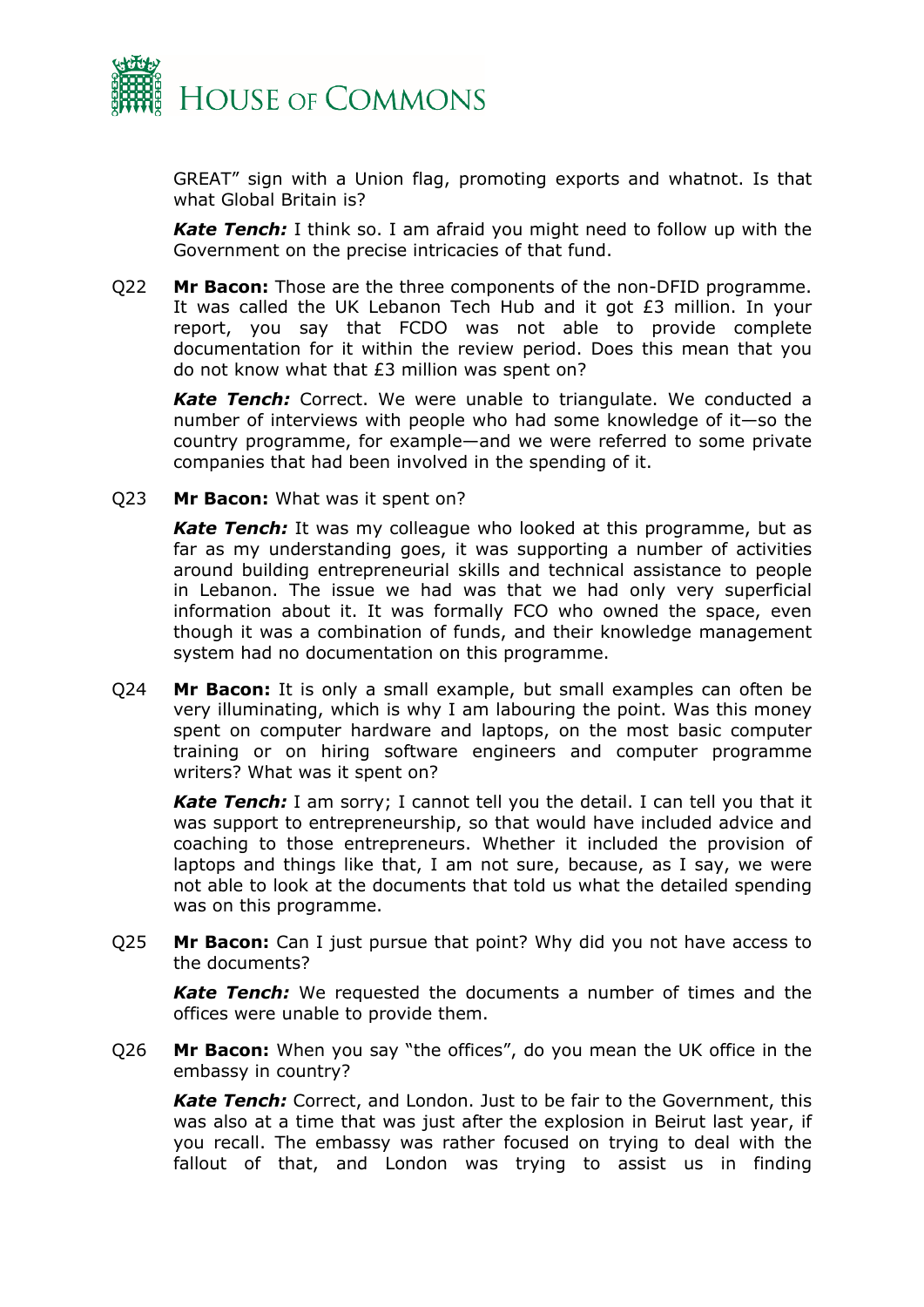GREAT" sign with a Union flag, promoting exports and whatnot. Is that what Global Britain is?

***Kate Tench:*** I think so. I am afraid you might need to follow up with the Government on the precise intricacies of that fund.

Q22 **Mr Bacon:** Those are the three components of the non-DFID programme. It was called the UK Lebanon Tech Hub and it got £3 million. In your report, you say that FCDO was not able to provide complete documentation for it within the review period. Does this mean that you do not know what that £3 million was spent on?

***Kate Tench:*** Correct. We were unable to triangulate. We conducted a number of interviews with people who had some knowledge of it—so the country programme, for example—and we were referred to some private companies that had been involved in the spending of it.

Q23 **Mr Bacon:** What was it spent on?

***Kate Tench:*** It was my colleague who looked at this programme, but as far as my understanding goes, it was supporting a number of activities around building entrepreneurial skills and technical assistance to people in Lebanon. The issue we had was that we had only very superficial information about it. It was formally FCO who owned the space, even though it was a combination of funds, and their knowledge management system had no documentation on this programme.

Q24 **Mr Bacon:** It is only a small example, but small examples can often be very illuminating, which is why I am labouring the point. Was this money spent on computer hardware and laptops, on the most basic computer training or on hiring software engineers and computer programme writers? What was it spent on?

***Kate Tench:*** I am sorry; I cannot tell you the detail. I can tell you that it was support to entrepreneurship, so that would have included advice and coaching to those entrepreneurs. Whether it included the provision of laptops and things like that, I am not sure, because, as I say, we were not able to look at the documents that told us what the detailed spending was on this programme.

Q25 **Mr Bacon:** Can I just pursue that point? Why did you not have access to the documents?

***Kate Tench:*** We requested the documents a number of times and the offices were unable to provide them.

Q26 **Mr Bacon:** When you say "the offices", do you mean the UK office in the embassy in country?

***Kate Tench:*** Correct, and London. Just to be fair to the Government, this was also at a time that was just after the explosion in Beirut last year, if you recall. The embassy was rather focused on trying to deal with the fallout of that, and London was trying to assist us in finding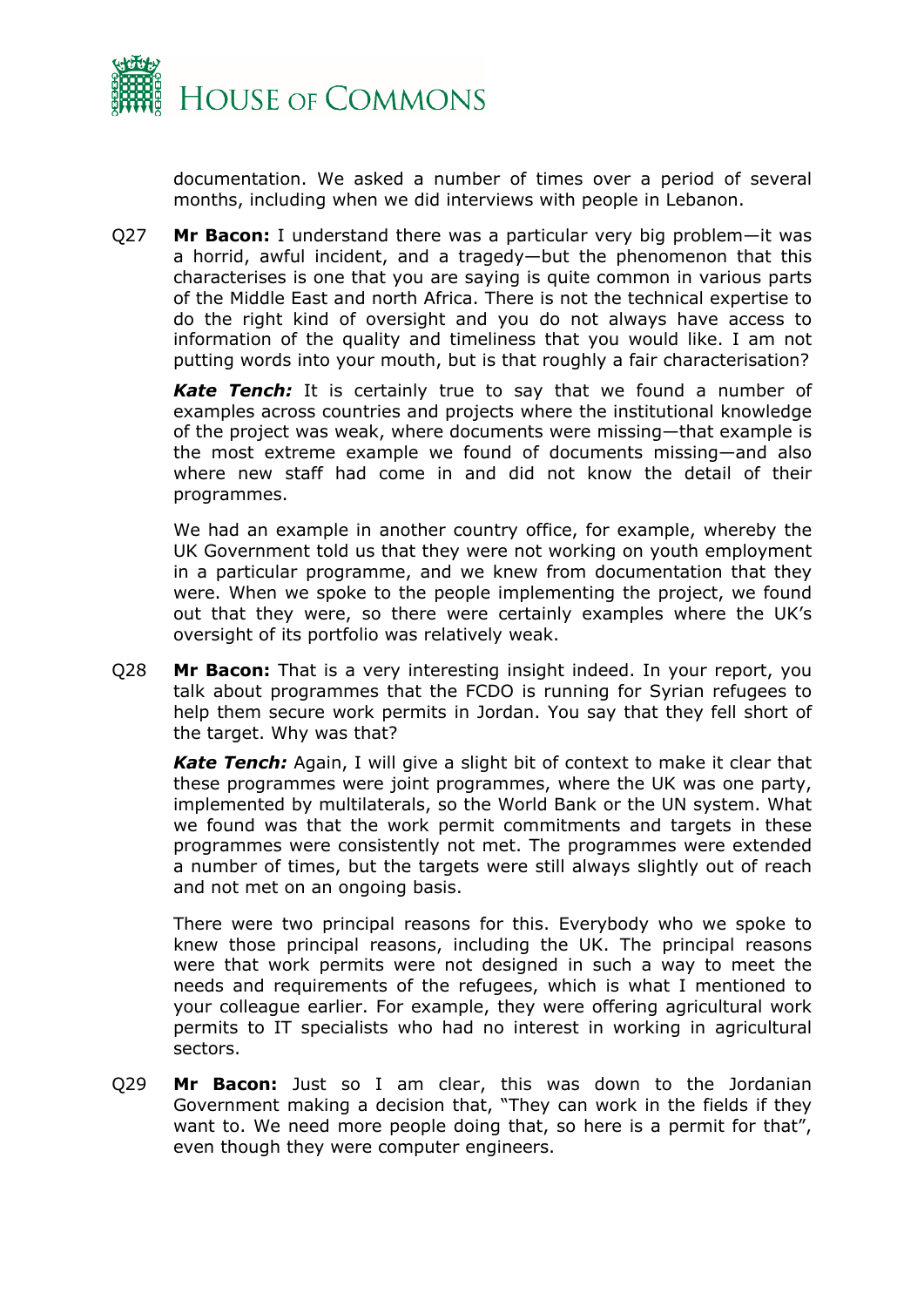documentation. We asked a number of times over a period of several months, including when we did interviews with people in Lebanon.

Q27 **Mr Bacon:** I understand there was a particular very big problem—it was a horrid, awful incident, and a tragedy—but the phenomenon that this characterises is one that you are saying is quite common in various parts of the Middle East and north Africa. There is not the technical expertise to do the right kind of oversight and you do not always have access to information of the quality and timeliness that you would like. I am not putting words into your mouth, but is that roughly a fair characterisation?

***Kate Tench:*** It is certainly true to say that we found a number of examples across countries and projects where the institutional knowledge of the project was weak, where documents were missing—that example is the most extreme example we found of documents missing—and also where new staff had come in and did not know the detail of their programmes.

We had an example in another country office, for example, whereby the UK Government told us that they were not working on youth employment in a particular programme, and we knew from documentation that they were. When we spoke to the people implementing the project, we found out that they were, so there were certainly examples where the UK's oversight of its portfolio was relatively weak.

Q28 **Mr Bacon:** That is a very interesting insight indeed. In your report, you talk about programmes that the FCDO is running for Syrian refugees to help them secure work permits in Jordan. You say that they fell short of the target. Why was that?

***Kate Tench:*** Again, I will give a slight bit of context to make it clear that these programmes were joint programmes, where the UK was one party, implemented by multilaterals, so the World Bank or the UN system. What we found was that the work permit commitments and targets in these programmes were consistently not met. The programmes were extended a number of times, but the targets were still always slightly out of reach and not met on an ongoing basis.

There were two principal reasons for this. Everybody who we spoke to knew those principal reasons, including the UK. The principal reasons were that work permits were not designed in such a way to meet the needs and requirements of the refugees, which is what I mentioned to your colleague earlier. For example, they were offering agricultural work permits to IT specialists who had no interest in working in agricultural sectors.

Q29 **Mr Bacon:** Just so I am clear, this was down to the Jordanian Government making a decision that, "They can work in the fields if they want to. We need more people doing that, so here is a permit for that", even though they were computer engineers.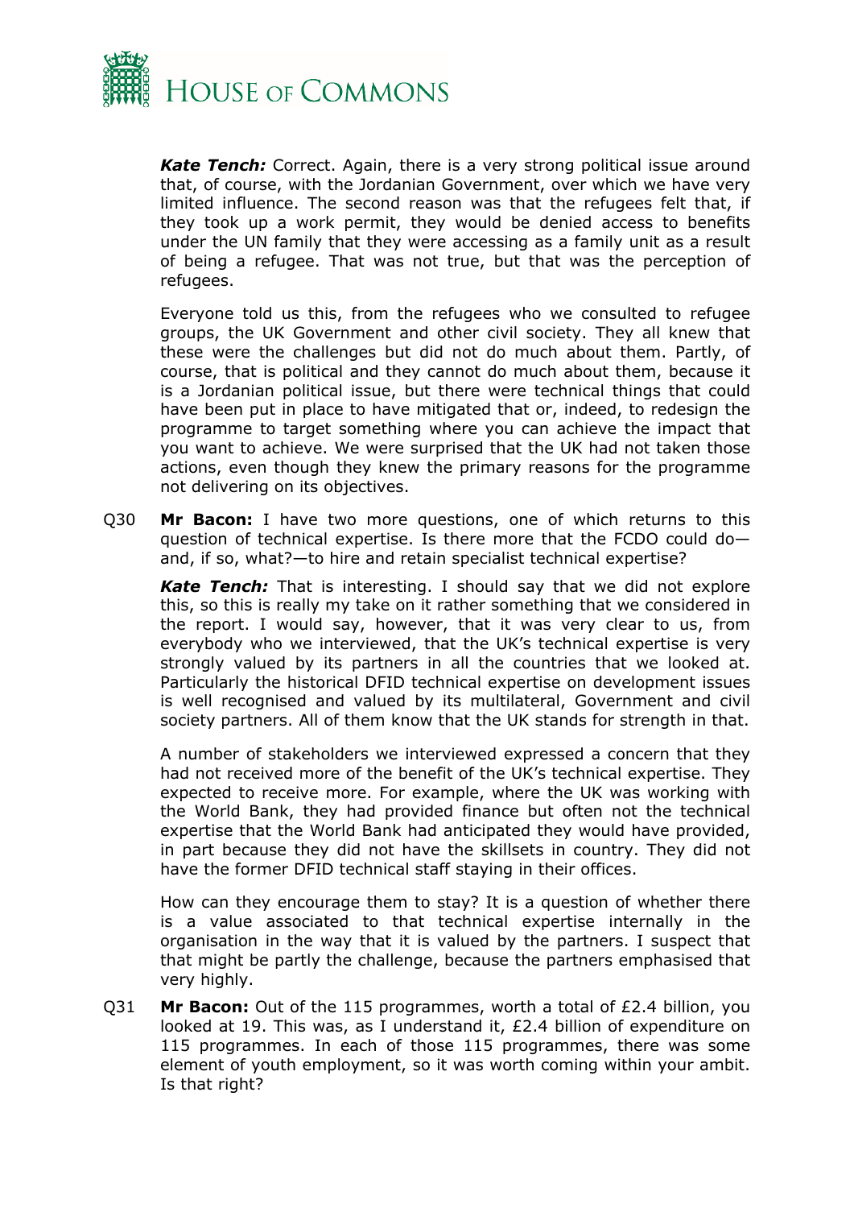***Kate Tench:*** Correct. Again, there is a very strong political issue around that, of course, with the Jordanian Government, over which we have very limited influence. The second reason was that the refugees felt that, if they took up a work permit, they would be denied access to benefits under the UN family that they were accessing as a family unit as a result of being a refugee. That was not true, but that was the perception of refugees.

Everyone told us this, from the refugees who we consulted to refugee groups, the UK Government and other civil society. They all knew that these were the challenges but did not do much about them. Partly, of course, that is political and they cannot do much about them, because it is a Jordanian political issue, but there were technical things that could have been put in place to have mitigated that or, indeed, to redesign the programme to target something where you can achieve the impact that you want to achieve. We were surprised that the UK had not taken those actions, even though they knew the primary reasons for the programme not delivering on its objectives.

Q30 **Mr Bacon:** I have two more questions, one of which returns to this question of technical expertise. Is there more that the FCDO could do—and, if so, what?—to hire and retain specialist technical expertise?

***Kate Tench:*** That is interesting. I should say that we did not explore this, so this is really my take on it rather something that we considered in the report. I would say, however, that it was very clear to us, from everybody who we interviewed, that the UK's technical expertise is very strongly valued by its partners in all the countries that we looked at. Particularly the historical DFID technical expertise on development issues is well recognised and valued by its multilateral, Government and civil society partners. All of them know that the UK stands for strength in that.

A number of stakeholders we interviewed expressed a concern that they had not received more of the benefit of the UK's technical expertise. They expected to receive more. For example, where the UK was working with the World Bank, they had provided finance but often not the technical expertise that the World Bank had anticipated they would have provided, in part because they did not have the skillsets in country. They did not have the former DFID technical staff staying in their offices.

How can they encourage them to stay? It is a question of whether there is a value associated to that technical expertise internally in the organisation in the way that it is valued by the partners. I suspect that that might be partly the challenge, because the partners emphasised that very highly.

Q31 **Mr Bacon:** Out of the 115 programmes, worth a total of £2.4 billion, you looked at 19. This was, as I understand it, £2.4 billion of expenditure on 115 programmes. In each of those 115 programmes, there was some element of youth employment, so it was worth coming within your ambit. Is that right?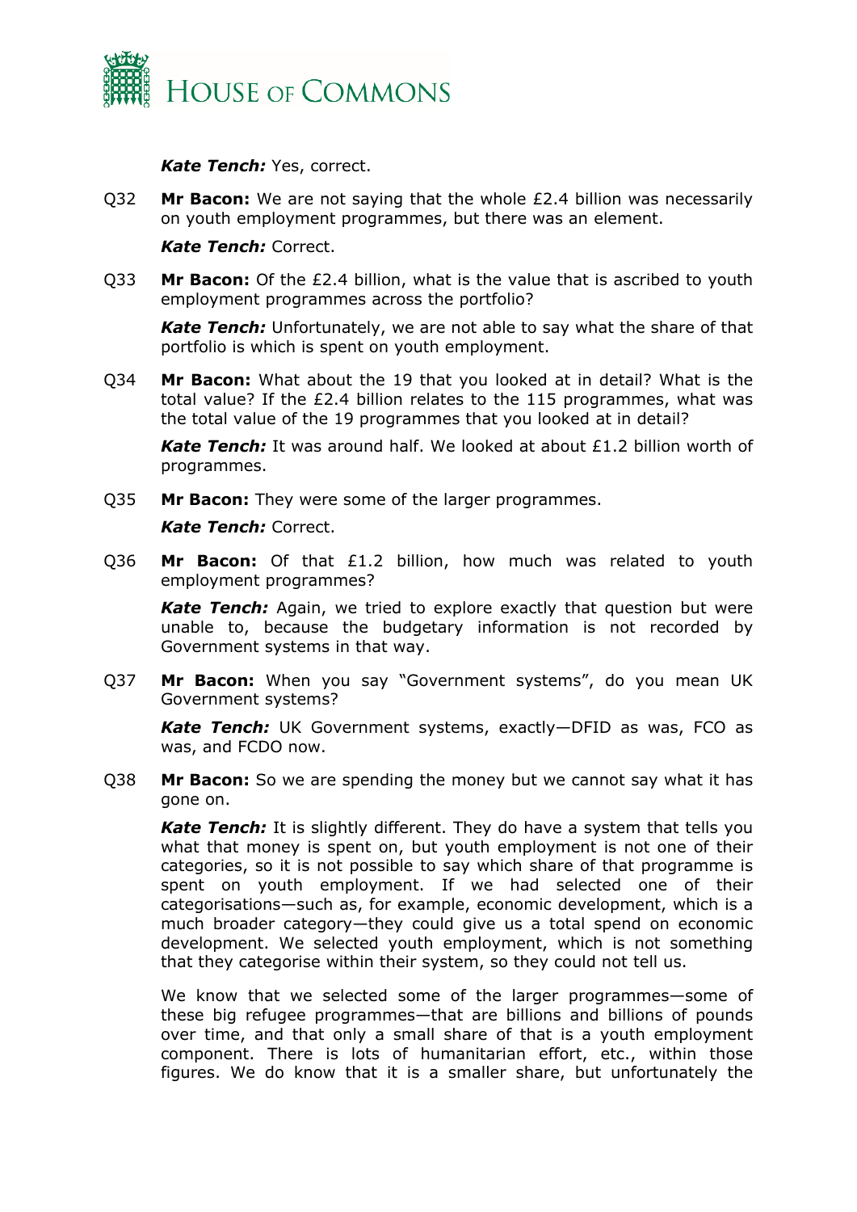***Kate Tench:*** Yes, correct.

Q32 **Mr Bacon:** We are not saying that the whole £2.4 billion was necessarily on youth employment programmes, but there was an element.

***Kate Tench:*** Correct.

Q33 **Mr Bacon:** Of the £2.4 billion, what is the value that is ascribed to youth employment programmes across the portfolio?

***Kate Tench:*** Unfortunately, we are not able to say what the share of that portfolio is which is spent on youth employment.

Q34 **Mr Bacon:** What about the 19 that you looked at in detail? What is the total value? If the £2.4 billion relates to the 115 programmes, what was the total value of the 19 programmes that you looked at in detail?

***Kate Tench:*** It was around half. We looked at about £1.2 billion worth of programmes.

Q35 **Mr Bacon:** They were some of the larger programmes.

***Kate Tench:*** Correct.

Q36 **Mr Bacon:** Of that £1.2 billion, how much was related to youth employment programmes?

***Kate Tench:*** Again, we tried to explore exactly that question but were unable to, because the budgetary information is not recorded by Government systems in that way.

Q37 **Mr Bacon:** When you say "Government systems", do you mean UK Government systems?

***Kate Tench:*** UK Government systems, exactly—DFID as was, FCO as was, and FCDO now.

Q38 **Mr Bacon:** So we are spending the money but we cannot say what it has gone on.

***Kate Tench:*** It is slightly different. They do have a system that tells you what that money is spent on, but youth employment is not one of their categories, so it is not possible to say which share of that programme is spent on youth employment. If we had selected one of their categorisations—such as, for example, economic development, which is a much broader category—they could give us a total spend on economic development. We selected youth employment, which is not something that they categorise within their system, so they could not tell us.

We know that we selected some of the larger programmes—some of these big refugee programmes—that are billions and billions of pounds over time, and that only a small share of that is a youth employment component. There is lots of humanitarian effort, etc., within those figures. We do know that it is a smaller share, but unfortunately the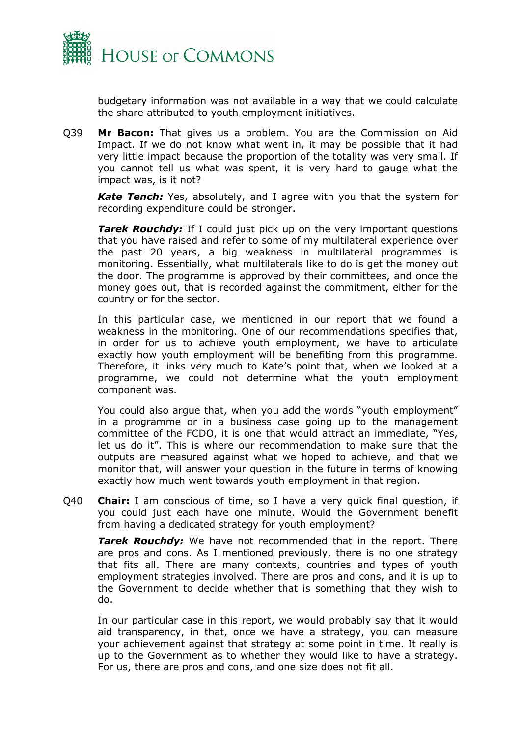budgetary information was not available in a way that we could calculate the share attributed to youth employment initiatives.

Q39 **Mr Bacon:** That gives us a problem. You are the Commission on Aid Impact. If we do not know what went in, it may be possible that it had very little impact because the proportion of the totality was very small. If you cannot tell us what was spent, it is very hard to gauge what the impact was, is it not?

***Kate Tench:*** Yes, absolutely, and I agree with you that the system for recording expenditure could be stronger.

***Tarek Rouchdy:*** If I could just pick up on the very important questions that you have raised and refer to some of my multilateral experience over the past 20 years, a big weakness in multilateral programmes is monitoring. Essentially, what multilaterals like to do is get the money out the door. The programme is approved by their committees, and once the money goes out, that is recorded against the commitment, either for the country or for the sector.

In this particular case, we mentioned in our report that we found a weakness in the monitoring. One of our recommendations specifies that, in order for us to achieve youth employment, we have to articulate exactly how youth employment will be benefiting from this programme. Therefore, it links very much to Kate's point that, when we looked at a programme, we could not determine what the youth employment component was.

You could also argue that, when you add the words "youth employment" in a programme or in a business case going up to the management committee of the FCDO, it is one that would attract an immediate, "Yes, let us do it". This is where our recommendation to make sure that the outputs are measured against what we hoped to achieve, and that we monitor that, will answer your question in the future in terms of knowing exactly how much went towards youth employment in that region.

Q40 **Chair:** I am conscious of time, so I have a very quick final question, if you could just each have one minute. Would the Government benefit from having a dedicated strategy for youth employment?

***Tarek Rouchdy:*** We have not recommended that in the report. There are pros and cons. As I mentioned previously, there is no one strategy that fits all. There are many contexts, countries and types of youth employment strategies involved. There are pros and cons, and it is up to the Government to decide whether that is something that they wish to do.

In our particular case in this report, we would probably say that it would aid transparency, in that, once we have a strategy, you can measure your achievement against that strategy at some point in time. It really is up to the Government as to whether they would like to have a strategy. For us, there are pros and cons, and one size does not fit all.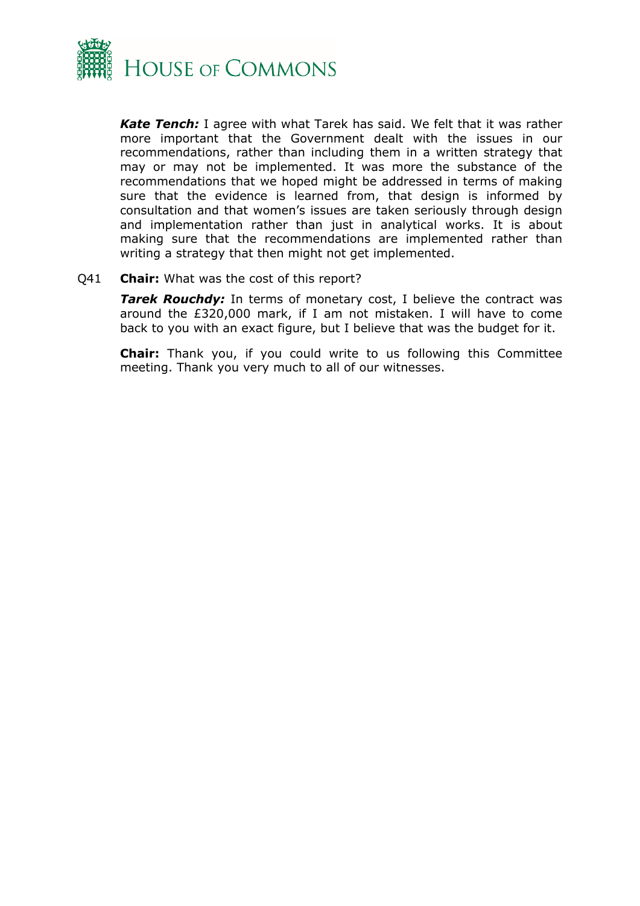***Kate Tench:*** I agree with what Tarek has said. We felt that it was rather more important that the Government dealt with the issues in our recommendations, rather than including them in a written strategy that may or may not be implemented. It was more the substance of the recommendations that we hoped might be addressed in terms of making sure that the evidence is learned from, that design is informed by consultation and that women's issues are taken seriously through design and implementation rather than just in analytical works. It is about making sure that the recommendations are implemented rather than writing a strategy that then might not get implemented.

Q41 **Chair:** What was the cost of this report?

***Tarek Rouchdy:*** In terms of monetary cost, I believe the contract was around the £320,000 mark, if I am not mistaken. I will have to come back to you with an exact figure, but I believe that was the budget for it.

**Chair:** Thank you, if you could write to us following this Committee meeting. Thank you very much to all of our witnesses.